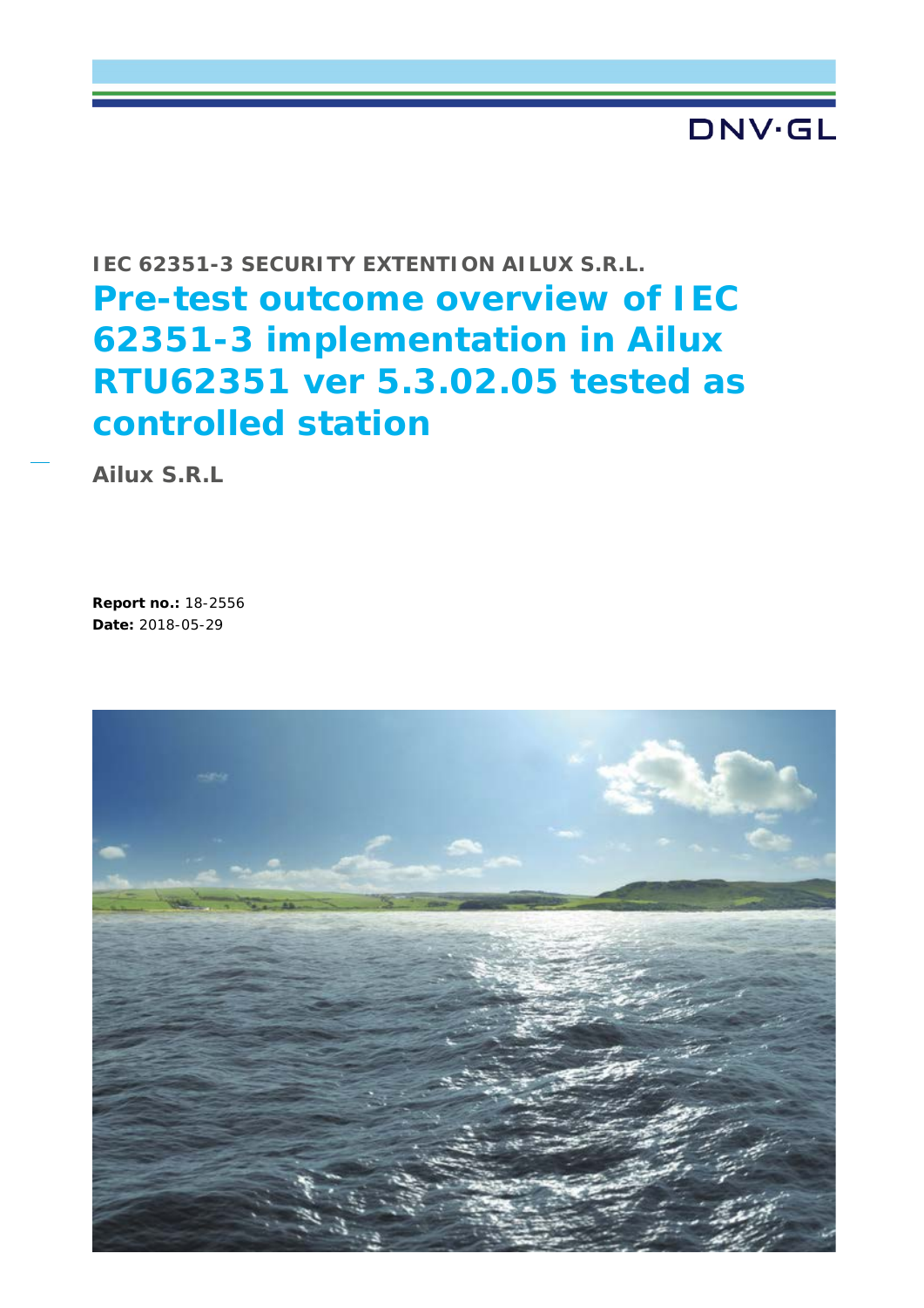DNV·GL

**IEC 62351-3 SECURITY EXTENTION AILUX S.R.L.**

# Pre-test outcome overview of IEC 62351-3 implementation in Ailux RTU62351 ver 5.3.02.05 tested as controlled station

**Ailux S.R.L**

**Report no.:** 18-2556
**Date:** 2018-05-29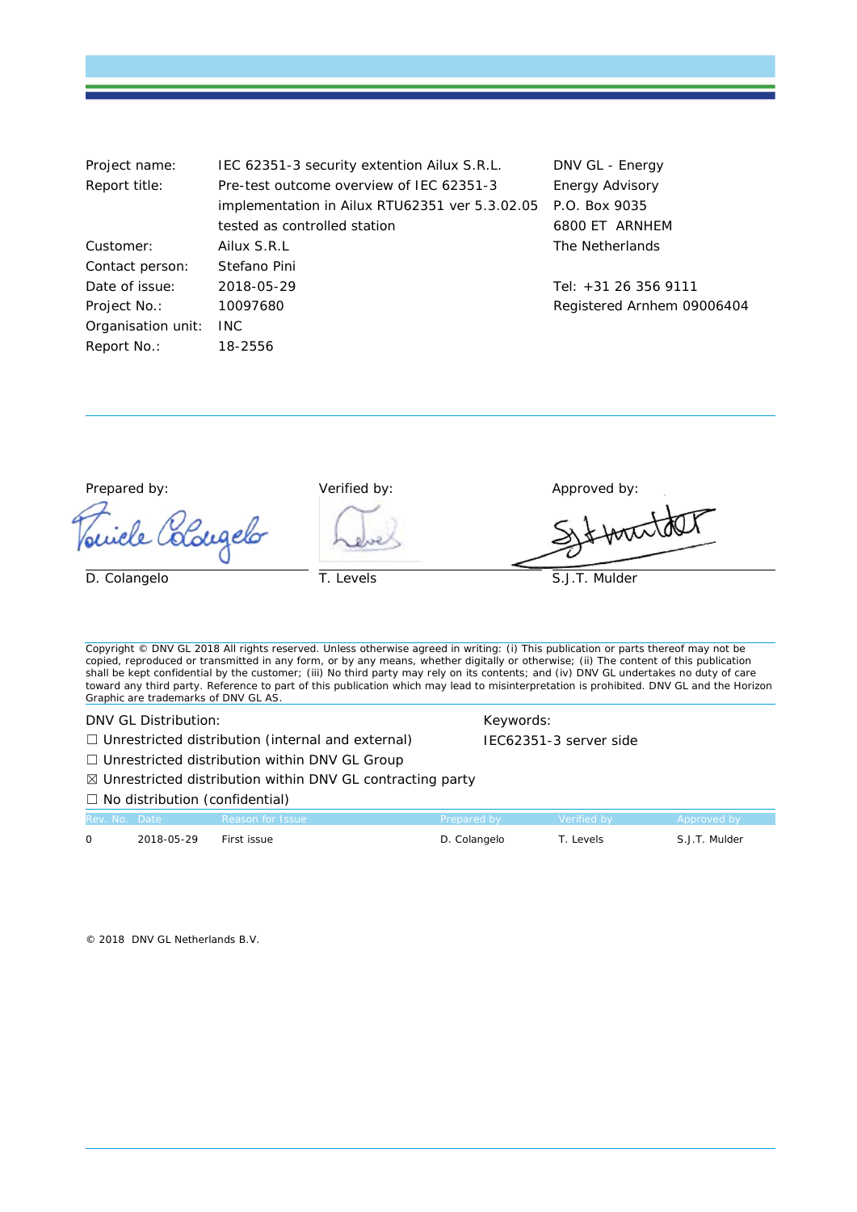| | | |
|---|---|---|
| Project name: | IEC 62351-3 security extention Ailux S.R.L. | DNV GL - Energy |
| Report title: | Pre-test outcome overview of IEC 62351-3 implementation in Ailux RTU62351 ver 5.3.02.05 tested as controlled station | Energy Advisory<br>P.O. Box 9035<br>6800 ET ARNHEM<br>The Netherlands |
| Customer: | Ailux S.R.L | |
| Contact person: | Stefano Pini | |
| Date of issue: | 2018-05-29 | Tel: +31 26 356 9111 |
| Project No.: | 10097680 | Registered Arnhem 09006404 |
| Organisation unit: | INC | |
| Report No.: | 18-2556 | |

| Prepared by: | Verified by: | Approved by: |
|---|---|---|
| D. Colangelo | T. Levels | S.J.T. Mulder |

Copyright © DNV GL 2018 All rights reserved. Unless otherwise agreed in writing: (i) This publication or parts thereof may not be copied, reproduced or transmitted in any form, or by any means, whether digitally or otherwise; (ii) The content of this publication shall be kept confidential by the customer; (iii) No third party may rely on its contents; and (iv) DNV GL undertakes no duty of care toward any third party. Reference to part of this publication which may lead to misinterpretation is prohibited. DNV GL and the Horizon Graphic are trademarks of DNV GL AS.

DNV GL Distribution:

☐ Unrestricted distribution (internal and external)
☐ Unrestricted distribution within DNV GL Group
☒ Unrestricted distribution within DNV GL contracting party
☐ No distribution (confidential)

Keywords:
IEC62351-3 server side

| Rev. No. | Date | Reason for Issue | Prepared by | Verified by | Approved by |
|---|---|---|---|---|---|
| 0 | 2018-05-29 | First issue | D. Colangelo | T. Levels | S.J.T. Mulder |

© 2018 DNV GL Netherlands B.V.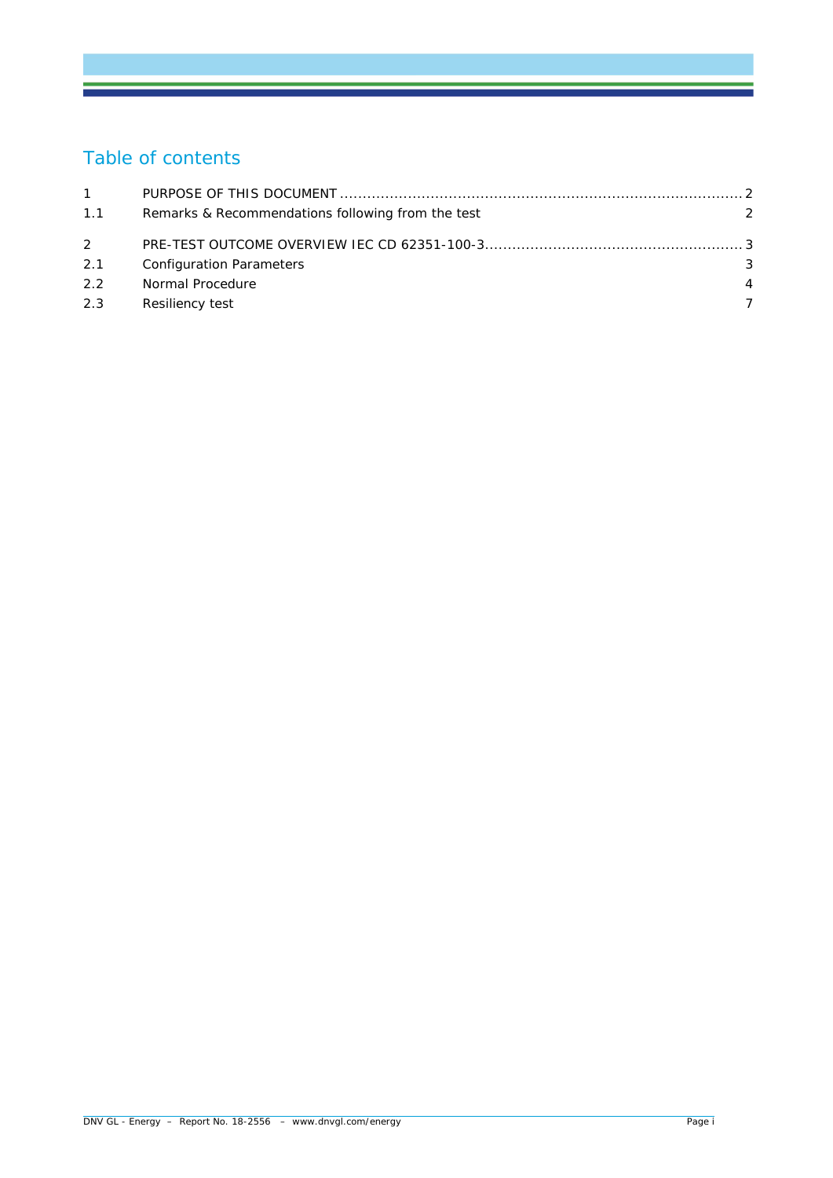# Table of contents

| | | |
|---|---|---|
| 1 | PURPOSE OF THIS DOCUMENT | 2 |
| 1.1 | Remarks & Recommendations following from the test | 2 |
| 2 | PRE-TEST OUTCOME OVERVIEW IEC CD 62351-100-3 | 3 |
| 2.1 | Configuration Parameters | 3 |
| 2.2 | Normal Procedure | 4 |
| 2.3 | Resiliency test | 7 |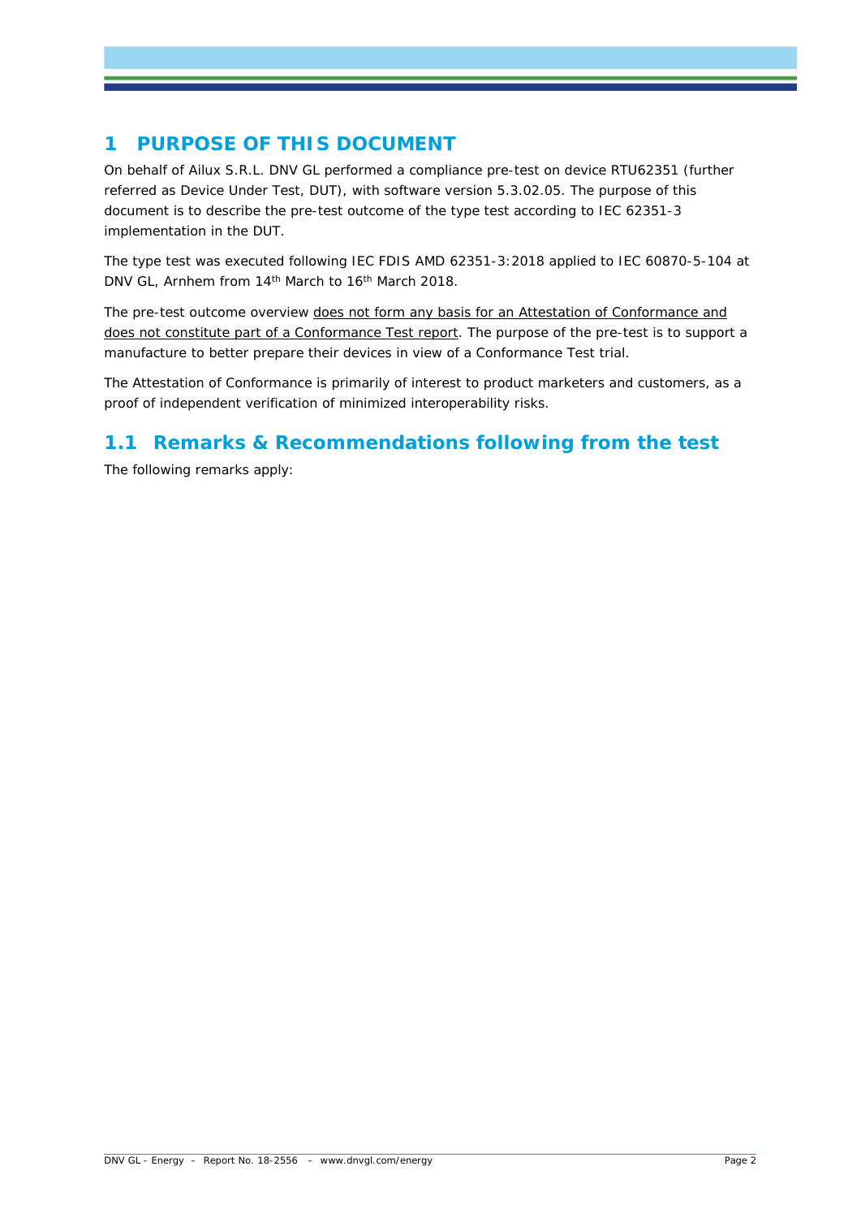# 1 PURPOSE OF THIS DOCUMENT

On behalf of Ailux S.R.L. DNV GL performed a compliance pre-test on device RTU62351 (further referred as Device Under Test, DUT), with software version 5.3.02.05. The purpose of this document is to describe the pre-test outcome of the type test according to IEC 62351-3 implementation in the DUT.

The type test was executed following IEC FDIS AMD 62351-3:2018 applied to IEC 60870-5-104 at DNV GL, Arnhem from 14th March to 16th March 2018.

The pre-test outcome overview does not form any basis for an Attestation of Conformance and does not constitute part of a Conformance Test report. The purpose of the pre-test is to support a manufacture to better prepare their devices in view of a Conformance Test trial.

The Attestation of Conformance is primarily of interest to product marketers and customers, as a proof of independent verification of minimized interoperability risks.

## 1.1 Remarks & Recommendations following from the test

The following remarks apply: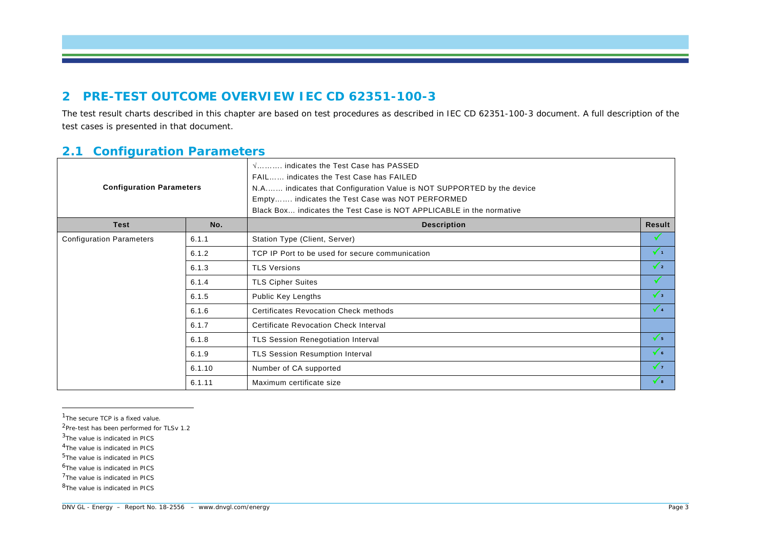## 2 PRE-TEST OUTCOME OVERVIEW IEC CD 62351-100-3

The test result charts described in this chapter are based on test procedures as described in IEC CD 62351-100-3 document. A full description of the test cases is presented in that document.

### 2.1 Configuration Parameters

| Configuration Parameters | | √………. indicates the Test Case has PASSED<br>FAIL…… indicates the Test Case has FAILED<br>N.A……. indicates that Configuration Value is NOT SUPPORTED by the device<br>Empty……. indicates the Test Case was NOT PERFORMED<br>Black Box… indicates the Test Case is NOT APPLICABLE in the normative | |
|---|---|---|---|
| **Test** | **No.** | **Description** | **Result** |
| Configuration Parameters | 6.1.1 | Station Type (Client, Server) | ✓ |
| | 6.1.2 | TCP IP Port to be used for secure communication | ✓[1] |
| | 6.1.3 | TLS Versions | ✓[2] |
| | 6.1.4 | TLS Cipher Suites | ✓ |
| | 6.1.5 | Public Key Lengths | ✓[3] |
| | 6.1.6 | Certificates Revocation Check methods | ✓[4] |
| | 6.1.7 | Certificate Revocation Check Interval | |
| | 6.1.8 | TLS Session Renegotiation Interval | ✓[5] |
| | 6.1.9 | TLS Session Resumption Interval | ✓[6] |
| | 6.1.10 | Number of CA supported | ✓[7] |
| | 6.1.11 | Maximum certificate size | ✓[8] |

[1]The secure TCP is a fixed value.

[2]Pre-test has been performed for TLSv 1.2

[3]The value is indicated in PICS

[4]The value is indicated in PICS

[5]The value is indicated in PICS

[6]The value is indicated in PICS

[7]The value is indicated in PICS

[8]The value is indicated in PICS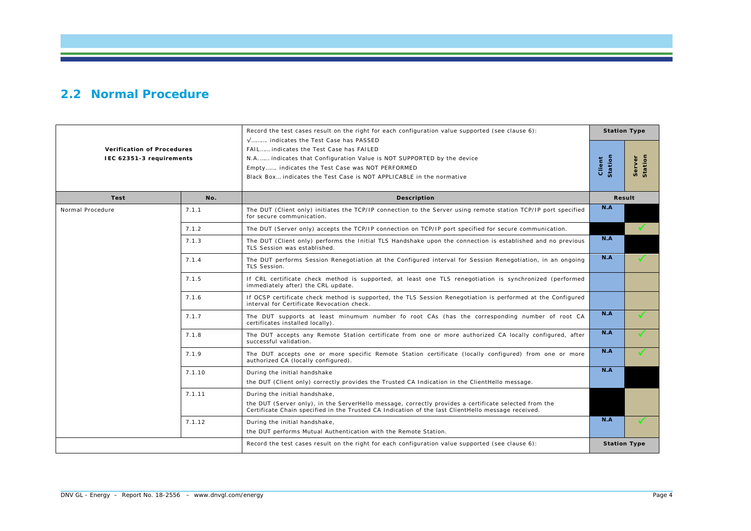## 2.2 Normal Procedure

| Verification of Procedures<br>IEC 62351-3 requirements | | Record the test cases result on the right for each configuration value supported (see clause 6):<br>√……… indicates the Test Case has PASSED<br>FAIL…… indicates the Test Case has FAILED<br>N.A…… indicates that Configuration Value is NOT SUPPORTED by the device<br>Empty…… indicates the Test Case was NOT PERFORMED<br>Black Box… indicates the Test Case is NOT APPLICABLE in the normative | Station Type | |
|---|---|---|---|---|
| | | | Client Station | Server Station |
| **Test** | **No.** | **Description** | **Result** | |
| Normal Procedure | 7.1.1 | The DUT (Client only) initiates the TCP/IP connection to the Server using remote station TCP/IP port specified for secure communication. | N.A | |
| | 7.1.2 | The DUT (Server only) accepts the TCP/IP connection on TCP/IP port specified for secure communication. | | ✓ |
| | 7.1.3 | The DUT (Client only) performs the Initial TLS Handshake upon the connection is established and no previous TLS Session was established. | N.A | |
| | 7.1.4 | The DUT performs Session Renegotiation at the Configured interval for Session Renegotiation, in an ongoing TLS Session. | N.A | ✓ |
| | 7.1.5 | If CRL certificate check method is supported, at least one TLS renegotiation is synchronized (performed immediately after) the CRL update. | | |
| | 7.1.6 | If OCSP certificate check method is supported, the TLS Session Renegotiation is performed at the Configured interval for Certificate Revocation check. | | |
| | 7.1.7 | The DUT supports at least minumum number fo root CAs (has the corresponding number of root CA certificates installed locally). | N.A | ✓ |
| | 7.1.8 | The DUT accepts any Remote Station certificate from one or more authorized CA locally configured, after successful validation. | N.A | ✓ |
| | 7.1.9 | The DUT accepts one or more specific Remote Station certificate (locally configured) from one or more authorized CA (locally configured). | N.A | ✓ |
| | 7.1.10 | During the initial handshake<br>the DUT (Client only) correctly provides the Trusted CA Indication in the ClientHello message. | N.A | |
| | 7.1.11 | During the initial handshake,<br>the DUT (Server only), in the ServerHello message, correctly provides a certificate selected from the Certificate Chain specified in the Trusted CA Indication of the last ClientHello message received. | | |
| | 7.1.12 | During the initial handshake,<br>the DUT performs Mutual Authentication with the Remote Station. | N.A | ✓ |
| | | Record the test cases result on the right for each configuration value supported (see clause 6): | Station Type | |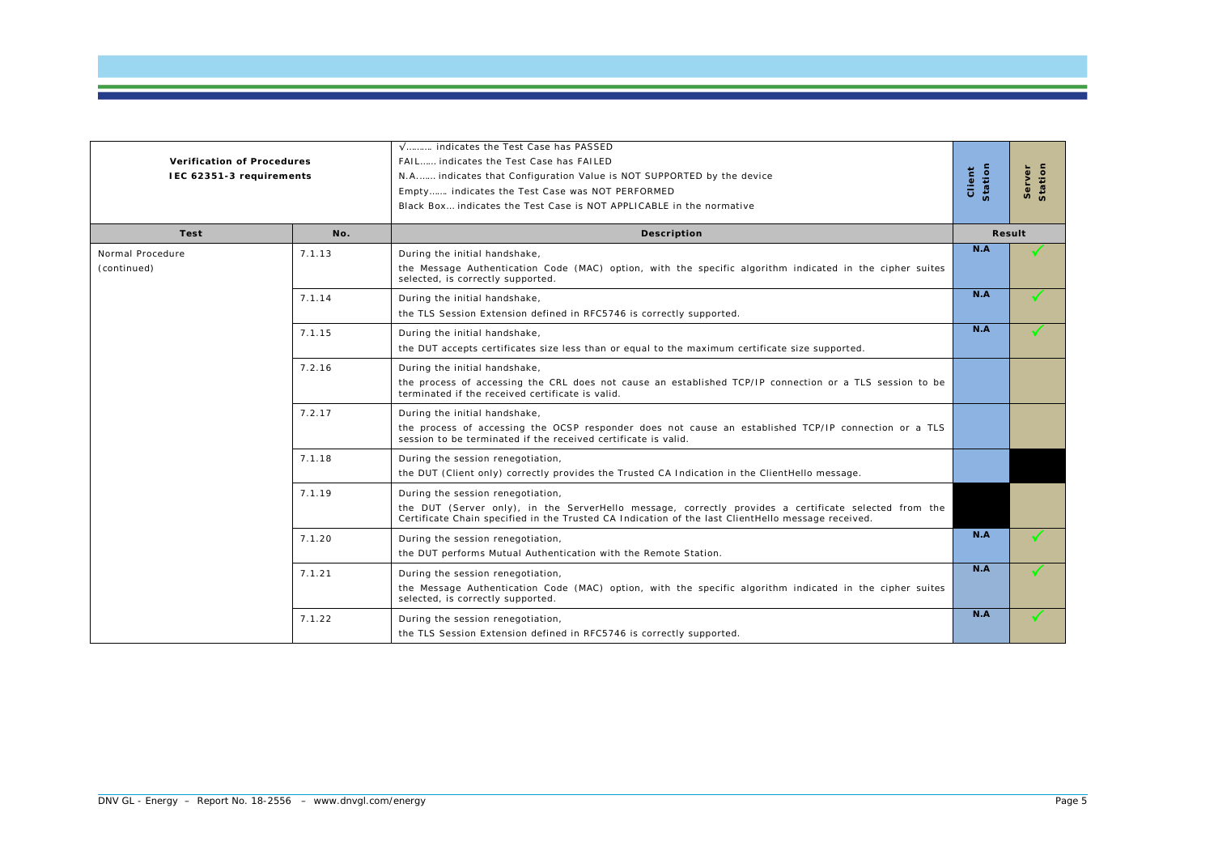| Verification of Procedures<br>IEC 62351-3 requirements | | √……… indicates the Test Case has PASSED<br>FAIL…… indicates the Test Case has FAILED<br>N.A……. indicates that Configuration Value is NOT SUPPORTED by the device<br>Empty…… indicates the Test Case was NOT PERFORMED<br>Black Box… indicates the Test Case is NOT APPLICABLE in the normative | Client Station | Server Station |
|---|---|---|---|---|
| **Test** | **No.** | **Description** | **Result** | |
| Normal Procedure (continued) | 7.1.13 | During the initial handshake,<br>the Message Authentication Code (MAC) option, with the specific algorithm indicated in the cipher suites selected, is correctly supported. | N.A | ✓ |
| | 7.1.14 | During the initial handshake,<br>the TLS Session Extension defined in RFC5746 is correctly supported. | N.A | ✓ |
| | 7.1.15 | During the initial handshake,<br>the DUT accepts certificates size less than or equal to the maximum certificate size supported. | N.A | ✓ |
| | 7.2.16 | During the initial handshake,<br>the process of accessing the CRL does not cause an established TCP/IP connection or a TLS session to be terminated if the received certificate is valid. | | |
| | 7.2.17 | During the initial handshake,<br>the process of accessing the OCSP responder does not cause an established TCP/IP connection or a TLS session to be terminated if the received certificate is valid. | | |
| | 7.1.18 | During the session renegotiation,<br>the DUT (Client only) correctly provides the Trusted CA Indication in the ClientHello message. | | ■ |
| | 7.1.19 | During the session renegotiation,<br>the DUT (Server only), in the ServerHello message, correctly provides a certificate selected from the Certificate Chain specified in the Trusted CA Indication of the last ClientHello message received. | ■ | |
| | 7.1.20 | During the session renegotiation,<br>the DUT performs Mutual Authentication with the Remote Station. | N.A | ✓ |
| | 7.1.21 | During the session renegotiation,<br>the Message Authentication Code (MAC) option, with the specific algorithm indicated in the cipher suites selected, is correctly supported. | N.A | ✓ |
| | 7.1.22 | During the session renegotiation,<br>the TLS Session Extension defined in RFC5746 is correctly supported. | N.A | ✓ |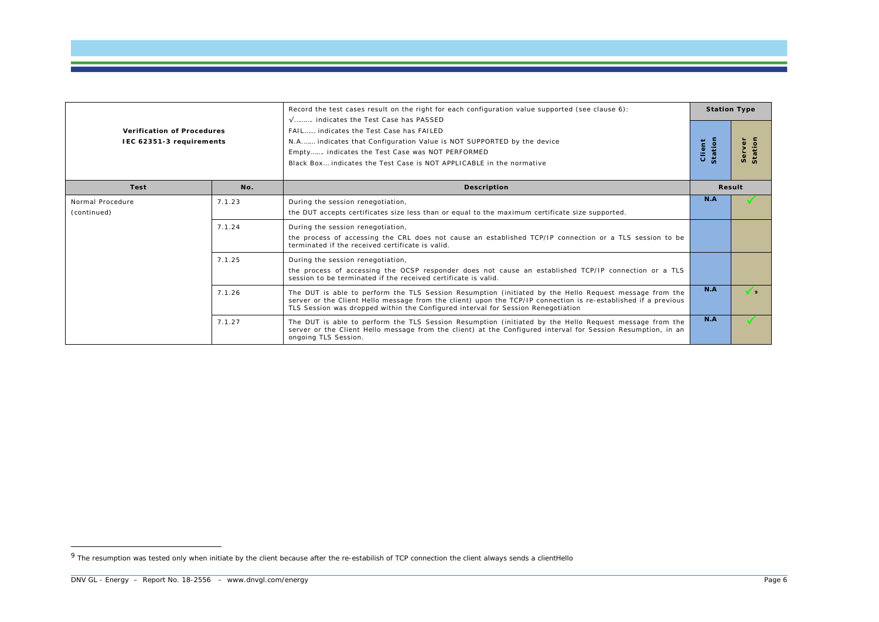| Verification of Procedures IEC 62351-3 requirements | | Record the test cases result on the right for each configuration value supported (see clause 6):<br>√……… indicates the Test Case has PASSED<br>FAIL…… indicates the Test Case has FAILED<br>N.A……. indicates that Configuration Value is NOT SUPPORTED by the device<br>Empty……. indicates the Test Case was NOT PERFORMED<br>Black Box… indicates the Test Case is NOT APPLICABLE in the normative | Station Type | |
|---|---|---|---|---|
| | | | Client Station | Server Station |
| **Test** | **No.** | **Description** | **Result** | |
| Normal Procedure (continued) | 7.1.23 | During the session renegotiation,<br>the DUT accepts certificates size less than or equal to the maximum certificate size supported. | N.A | ✓ |
| | 7.1.24 | During the session renegotiation,<br>the process of accessing the CRL does not cause an established TCP/IP connection or a TLS session to be terminated if the received certificate is valid. | | |
| | 7.1.25 | During the session renegotiation,<br>the process of accessing the OCSP responder does not cause an established TCP/IP connection or a TLS session to be terminated if the received certificate is valid. | | |
| | 7.1.26 | The DUT is able to perform the TLS Session Resumption (initiated by the Hello Request message from the server or the Client Hello message from the client) upon the TCP/IP connection is re-established if a previous TLS Session was dropped within the Configured interval for Session Renegotiation | N.A | ✓ [9] |
| | 7.1.27 | The DUT is able to perform the TLS Session Resumption (initiated by the Hello Request message from the server or the Client Hello message from the client) at the Configured interval for Session Resumption, in an ongoing TLS Session. | N.A | ✓ |

[9] The resumption was tested only when initiate by the client because after the re-estabilish of TCP connection the client always sends a clientHello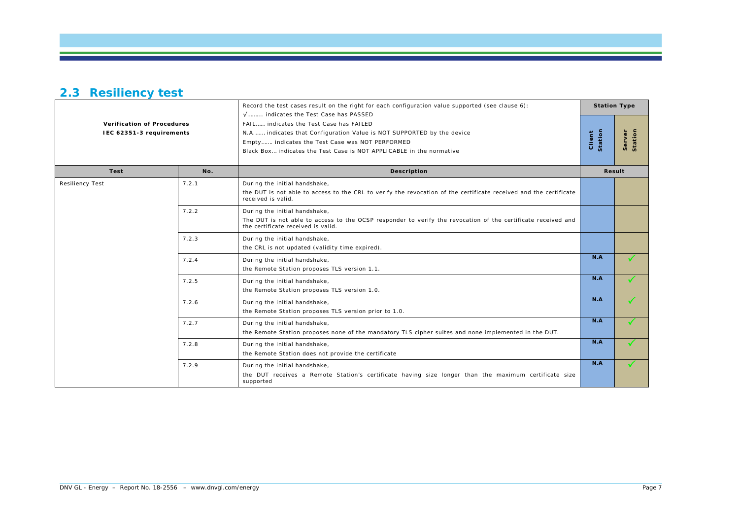## 2.3 Resiliency test

| Verification of Procedures<br>IEC 62351-3 requirements | | Record the test cases result on the right for each configuration value supported (see clause 6):<br>√……… indicates the Test Case has PASSED<br>FAIL…… indicates the Test Case has FAILED<br>N.A…… indicates that Configuration Value is NOT SUPPORTED by the device<br>Empty…… indicates the Test Case was NOT PERFORMED<br>Black Box… indicates the Test Case is NOT APPLICABLE in the normative | Station Type | |
|---|---|---|---|---|
| | | | Client Station | Server Station |
| **Test** | **No.** | **Description** | **Result** | |
| Resiliency Test | 7.2.1 | During the initial handshake,<br>the DUT is not able to access to the CRL to verify the revocation of the certificate received and the certificate received is valid. | | |
| | 7.2.2 | During the initial handshake,<br>The DUT is not able to access to the OCSP responder to verify the revocation of the certificate received and the certificate received is valid. | | |
| | 7.2.3 | During the initial handshake,<br>the CRL is not updated (validity time expired). | | |
| | 7.2.4 | During the initial handshake,<br>the Remote Station proposes TLS version 1.1. | N.A | √ |
| | 7.2.5 | During the initial handshake,<br>the Remote Station proposes TLS version 1.0. | N.A | √ |
| | 7.2.6 | During the initial handshake,<br>the Remote Station proposes TLS version prior to 1.0. | N.A | √ |
| | 7.2.7 | During the initial handshake,<br>the Remote Station proposes none of the mandatory TLS cipher suites and none implemented in the DUT. | N.A | √ |
| | 7.2.8 | During the initial handshake,<br>the Remote Station does not provide the certificate | N.A | √ |
| | 7.2.9 | During the initial handshake,<br>the DUT receives a Remote Station's certificate having size longer than the maximum certificate size supported | N.A | √ |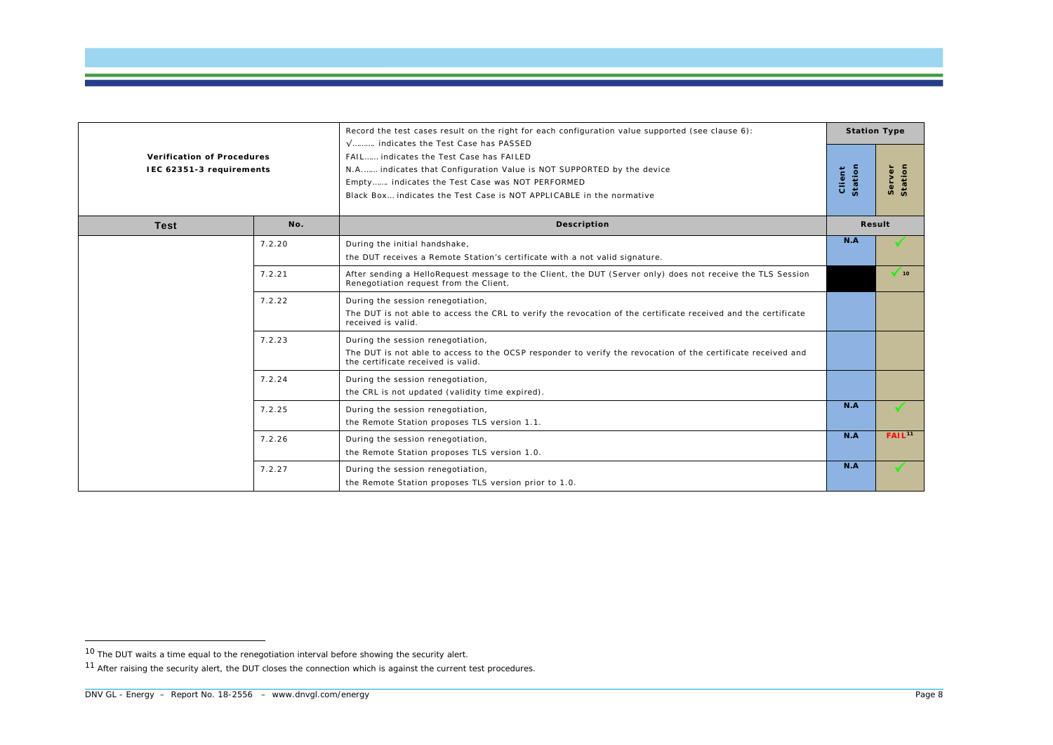| Verification of Procedures IEC 62351-3 requirements | | Record the test cases result on the right for each configuration value supported (see clause 6): √……… indicates the Test Case has PASSED FAIL…… indicates the Test Case has FAILED N.A…… indicates that Configuration Value is NOT SUPPORTED by the device Empty…… indicates the Test Case was NOT PERFORMED Black Box… indicates the Test Case is NOT APPLICABLE in the normative | Station Type | |
|---|---|---|---|---|
| | | | Client Station | Server Station |
| **Test** | **No.** | **Description** | **Result** | |
| | 7.2.20 | During the initial handshake, the DUT receives a Remote Station's certificate with a not valid signature. | N.A | ✓ |
| | 7.2.21 | After sending a HelloRequest message to the Client, the DUT (Server only) does not receive the TLS Session Renegotiation request from the Client. | ■ | ✓[10] |
| | 7.2.22 | During the session renegotiation, The DUT is not able to access the CRL to verify the revocation of the certificate received and the certificate received is valid. | | |
| | 7.2.23 | During the session renegotiation, The DUT is not able to access to the OCSP responder to verify the revocation of the certificate received and the certificate received is valid. | | |
| | 7.2.24 | During the session renegotiation, the CRL is not updated (validity time expired). | | |
| | 7.2.25 | During the session renegotiation, the Remote Station proposes TLS version 1.1. | N.A | ✓ |
| | 7.2.26 | During the session renegotiation, the Remote Station proposes TLS version 1.0. | N.A | FAIL[11] |
| | 7.2.27 | During the session renegotiation, the Remote Station proposes TLS version prior to 1.0. | N.A | ✓ |

[10] The DUT waits a time equal to the renegotiation interval before showing the security alert.

[11] After raising the security alert, the DUT closes the connection which is against the current test procedures.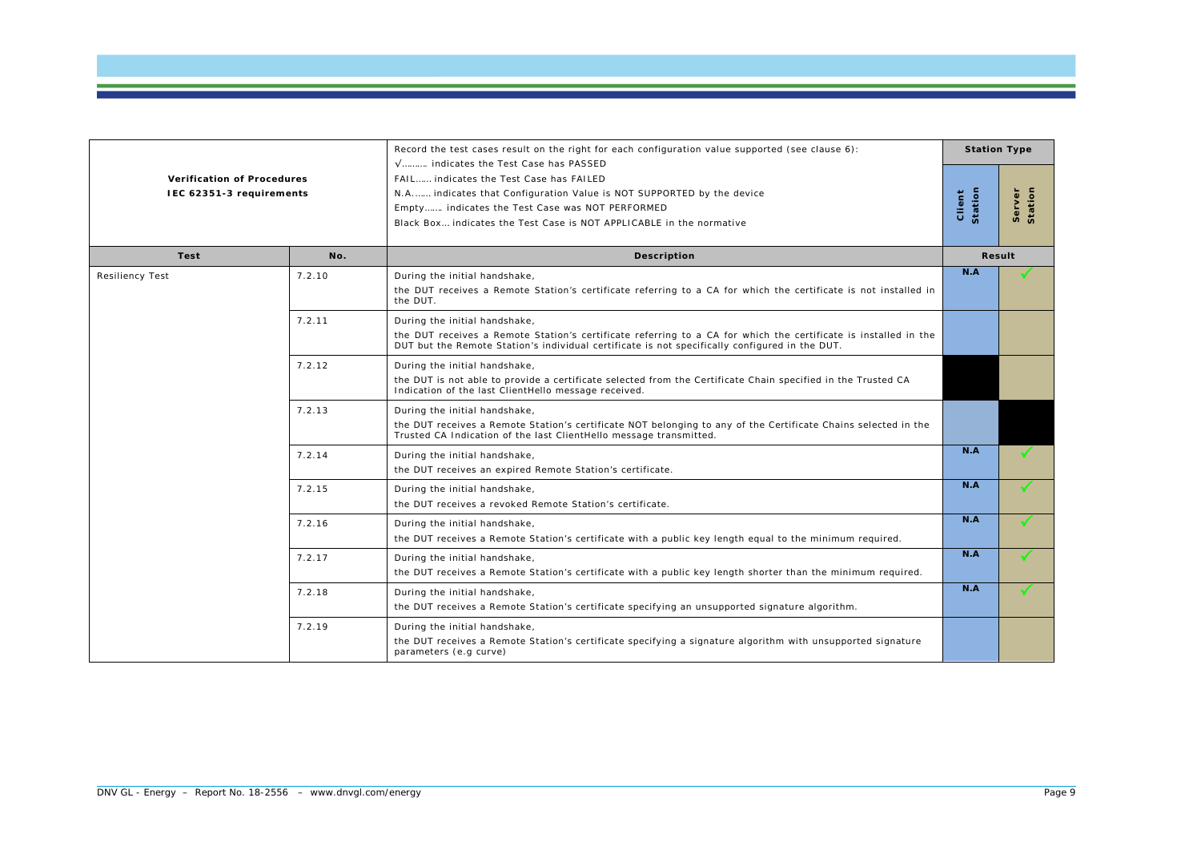| Verification of Procedures IEC 62351-3 requirements | | Record the test cases result on the right for each configuration value supported (see clause 6): √……… indicates the Test Case has PASSED FAIL…… indicates the Test Case has FAILED N.A…… indicates that Configuration Value is NOT SUPPORTED by the device Empty…… indicates the Test Case was NOT PERFORMED Black Box… indicates the Test Case is NOT APPLICABLE in the normative | Station Type | |
|---|---|---|---|---|
| | | | Client Station | Server Station |
| **Test** | **No.** | **Description** | **Result** | |
| Resiliency Test | 7.2.10 | During the initial handshake, the DUT receives a Remote Station's certificate referring to a CA for which the certificate is not installed in the DUT. | N.A | ✓ |
| | 7.2.11 | During the initial handshake, the DUT receives a Remote Station's certificate referring to a CA for which the certificate is installed in the DUT but the Remote Station's individual certificate is not specifically configured in the DUT. | | |
| | 7.2.12 | During the initial handshake, the DUT is not able to provide a certificate selected from the Certificate Chain specified in the Trusted CA Indication of the last ClientHello message received. | ■ | |
| | 7.2.13 | During the initial handshake, the DUT receives a Remote Station's certificate NOT belonging to any of the Certificate Chains selected in the Trusted CA Indication of the last ClientHello message transmitted. | | ■ |
| | 7.2.14 | During the initial handshake, the DUT receives an expired Remote Station's certificate. | N.A | ✓ |
| | 7.2.15 | During the initial handshake, the DUT receives a revoked Remote Station's certificate. | N.A | ✓ |
| | 7.2.16 | During the initial handshake, the DUT receives a Remote Station's certificate with a public key length equal to the minimum required. | N.A | ✓ |
| | 7.2.17 | During the initial handshake, the DUT receives a Remote Station's certificate with a public key length shorter than the minimum required. | N.A | ✓ |
| | 7.2.18 | During the initial handshake, the DUT receives a Remote Station's certificate specifying an unsupported signature algorithm. | N.A | ✓ |
| | 7.2.19 | During the initial handshake, the DUT receives a Remote Station's certificate specifying a signature algorithm with unsupported signature parameters (e.g curve) | | |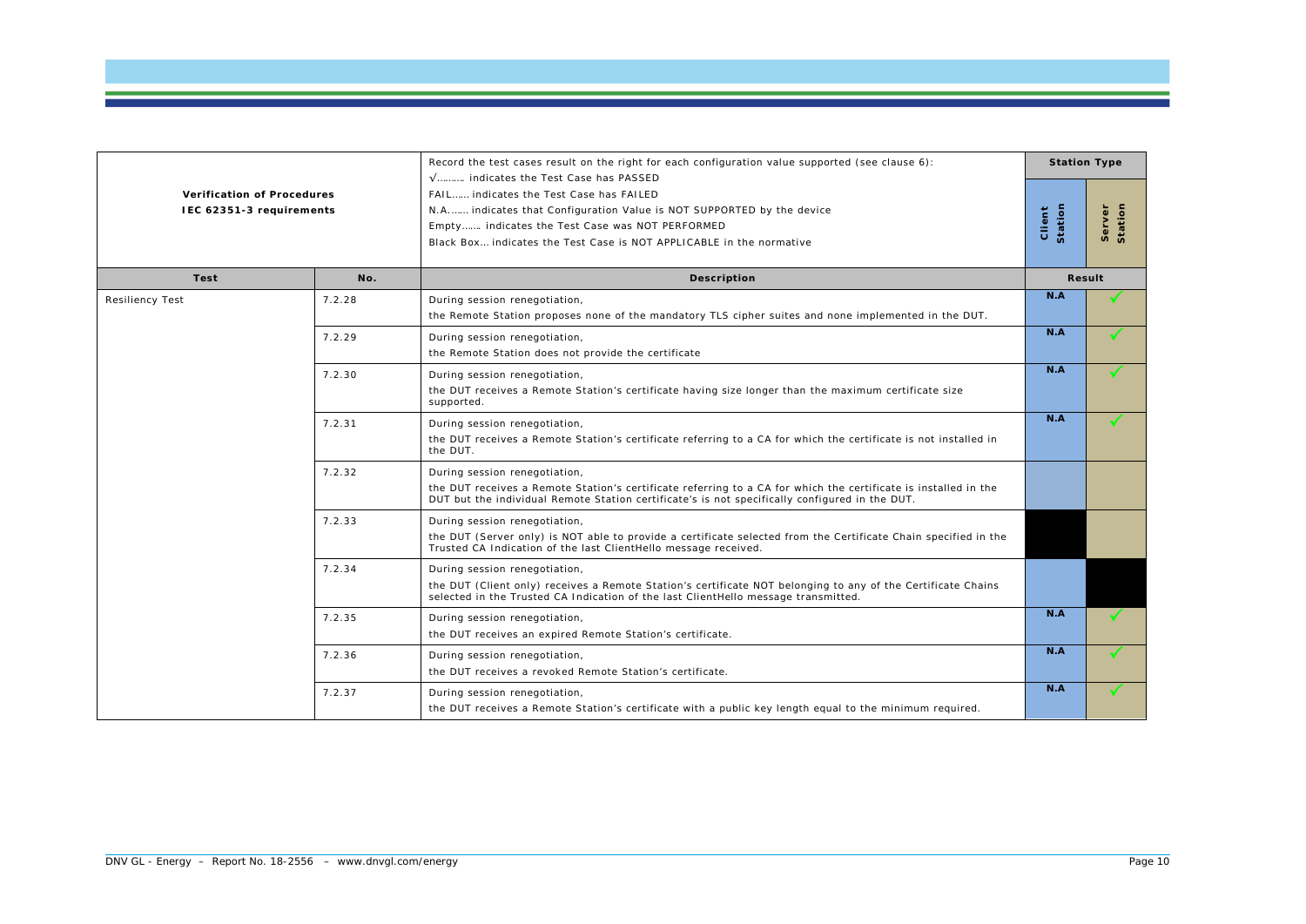| Verification of Procedures<br>IEC 62351-3 requirements | | Record the test cases result on the right for each configuration value supported (see clause 6):<br>√……… indicates the Test Case has PASSED<br>FAIL…… indicates the Test Case has FAILED<br>N.A……. indicates that Configuration Value is NOT SUPPORTED by the device<br>Empty…… indicates the Test Case was NOT PERFORMED<br>Black Box… indicates the Test Case is NOT APPLICABLE in the normative | Station Type | |
|---|---|---|---|---|
| | | | Client Station | Server Station |
| **Test** | **No.** | **Description** | **Result** | |
| Resiliency Test | 7.2.28 | During session renegotiation,<br>the Remote Station proposes none of the mandatory TLS cipher suites and none implemented in the DUT. | N.A | ✓ |
| | 7.2.29 | During session renegotiation,<br>the Remote Station does not provide the certificate | N.A | ✓ |
| | 7.2.30 | During session renegotiation,<br>the DUT receives a Remote Station's certificate having size longer than the maximum certificate size supported. | N.A | ✓ |
| | 7.2.31 | During session renegotiation,<br>the DUT receives a Remote Station's certificate referring to a CA for which the certificate is not installed in the DUT. | N.A | ✓ |
| | 7.2.32 | During session renegotiation,<br>the DUT receives a Remote Station's certificate referring to a CA for which the certificate is installed in the DUT but the individual Remote Station certificate's is not specifically configured in the DUT. | | |
| | 7.2.33 | During session renegotiation,<br>the DUT (Server only) is NOT able to provide a certificate selected from the Certificate Chain specified in the Trusted CA Indication of the last ClientHello message received. | ■ | |
| | 7.2.34 | During session renegotiation,<br>the DUT (Client only) receives a Remote Station's certificate NOT belonging to any of the Certificate Chains selected in the Trusted CA Indication of the last ClientHello message transmitted. | | ■ |
| | 7.2.35 | During session renegotiation,<br>the DUT receives an expired Remote Station's certificate. | N.A | ✓ |
| | 7.2.36 | During session renegotiation,<br>the DUT receives a revoked Remote Station's certificate. | N.A | ✓ |
| | 7.2.37 | During session renegotiation,<br>the DUT receives a Remote Station's certificate with a public key length equal to the minimum required. | N.A | ✓ |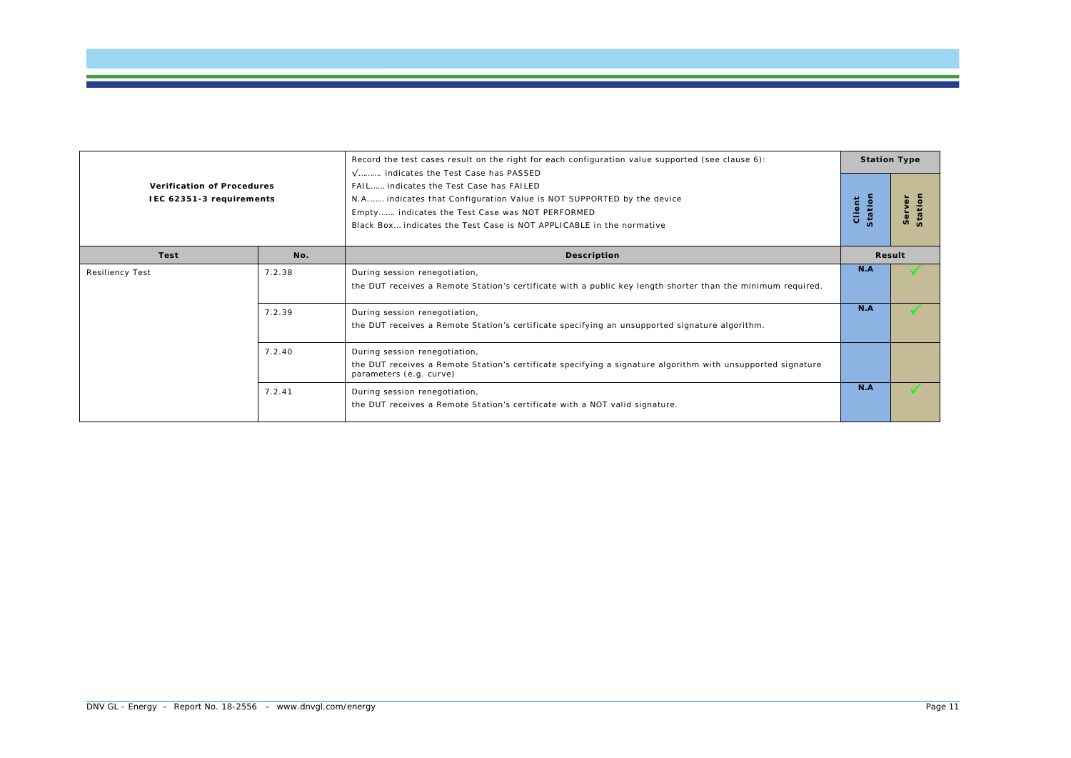| Verification of Procedures<br>IEC 62351-3 requirements | | Record the test cases result on the right for each configuration value supported (see clause 6):<br>√……… indicates the Test Case has PASSED<br>FAIL…… indicates the Test Case has FAILED<br>N.A.…… indicates that Configuration Value is NOT SUPPORTED by the device<br>Empty…… indicates the Test Case was NOT PERFORMED<br>Black Box… indicates the Test Case is NOT APPLICABLE in the normative | Station Type | |
|---|---|---|---|---|
| | | | Client Station | Server Station |
| **Test** | **No.** | **Description** | **Result** | |
| Resiliency Test | 7.2.38 | During session renegotiation,<br>the DUT receives a Remote Station's certificate with a public key length shorter than the minimum required. | N.A | √ |
| | 7.2.39 | During session renegotiation,<br>the DUT receives a Remote Station's certificate specifying an unsupported signature algorithm. | N.A | √ |
| | 7.2.40 | During session renegotiation,<br>the DUT receives a Remote Station's certificate specifying a signature algorithm with unsupported signature parameters (e.g. curve) | | |
| | 7.2.41 | During session renegotiation,<br>the DUT receives a Remote Station's certificate with a NOT valid signature. | N.A | √ |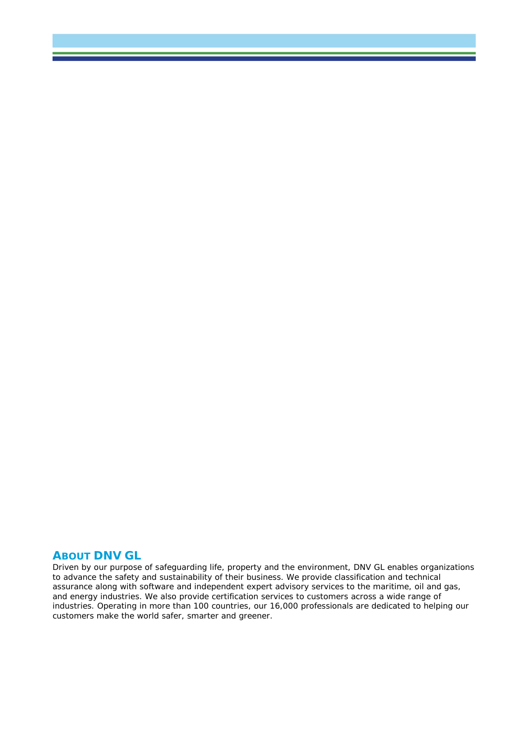## About DNV GL

Driven by our purpose of safeguarding life, property and the environment, DNV GL enables organizations to advance the safety and sustainability of their business. We provide classification and technical assurance along with software and independent expert advisory services to the maritime, oil and gas, and energy industries. We also provide certification services to customers across a wide range of industries. Operating in more than 100 countries, our 16,000 professionals are dedicated to helping our customers make the world safer, smarter and greener.